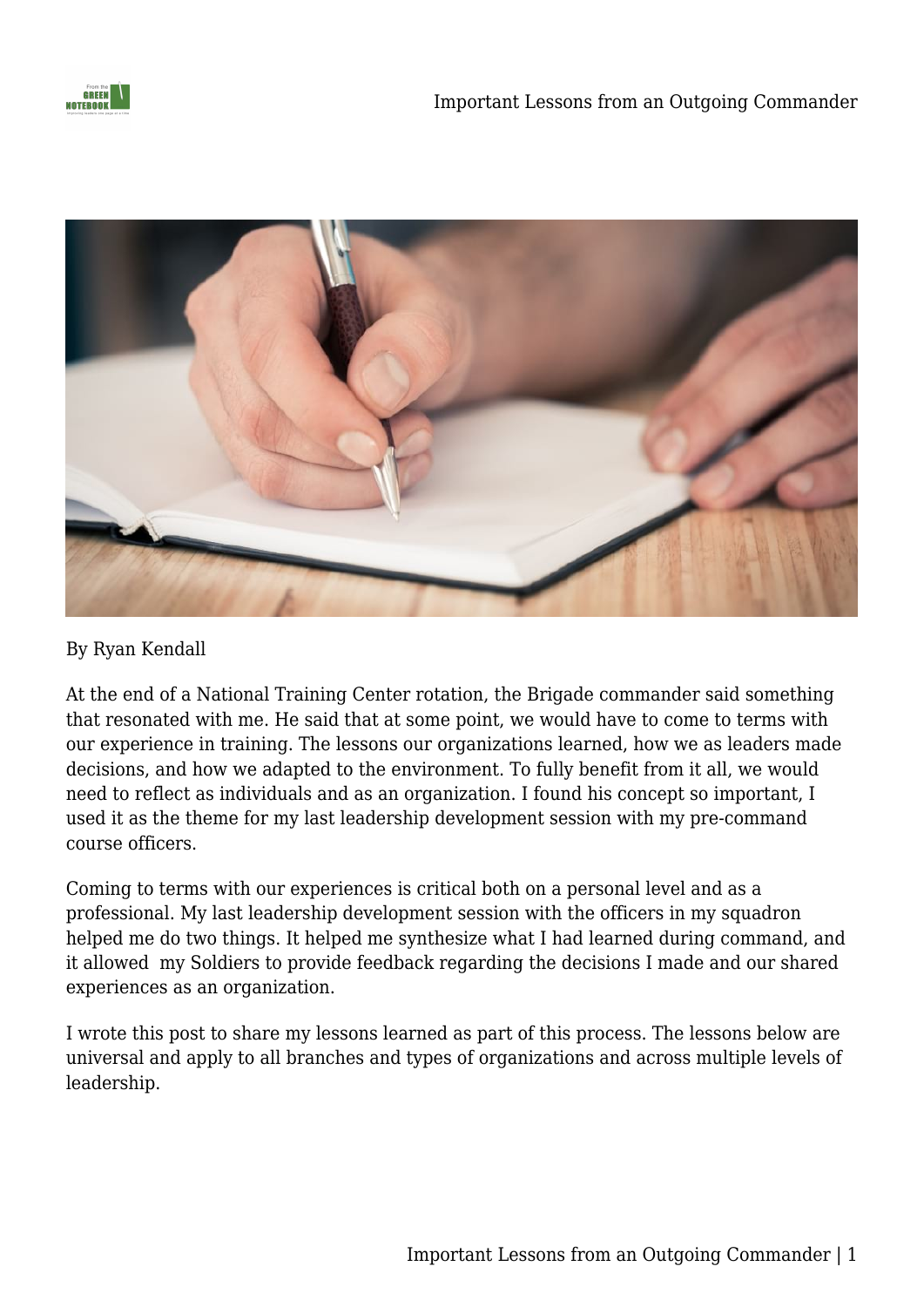By Ryan Kendall

At the end of a National Training Center rotation, the Brigade commander said something that resonated with me. He said that at some point, we would have to come to terms with our experience in training. The lessons our organizations learned, how we as leaders made decisions, and how we adapted to the environment. To fully benefit from it all, we would need to reflect as individuals and as an organization. I found his concept so important, I used it as the theme for my last leadership development session with my pre-command course officers.

Coming to terms with our experiences is critical both on a personal level and as a professional. My last leadership development session with the officers in my squadron helped me do two things. It helped me synthesize what I had learned during command, and it allowed my Soldiers to provide feedback regarding the decisions I made and our shared experiences as an organization.

I wrote this post to share my lessons learned as part of this process. The lessons below are universal and apply to all branches and types of organizations and across multiple levels of leadership.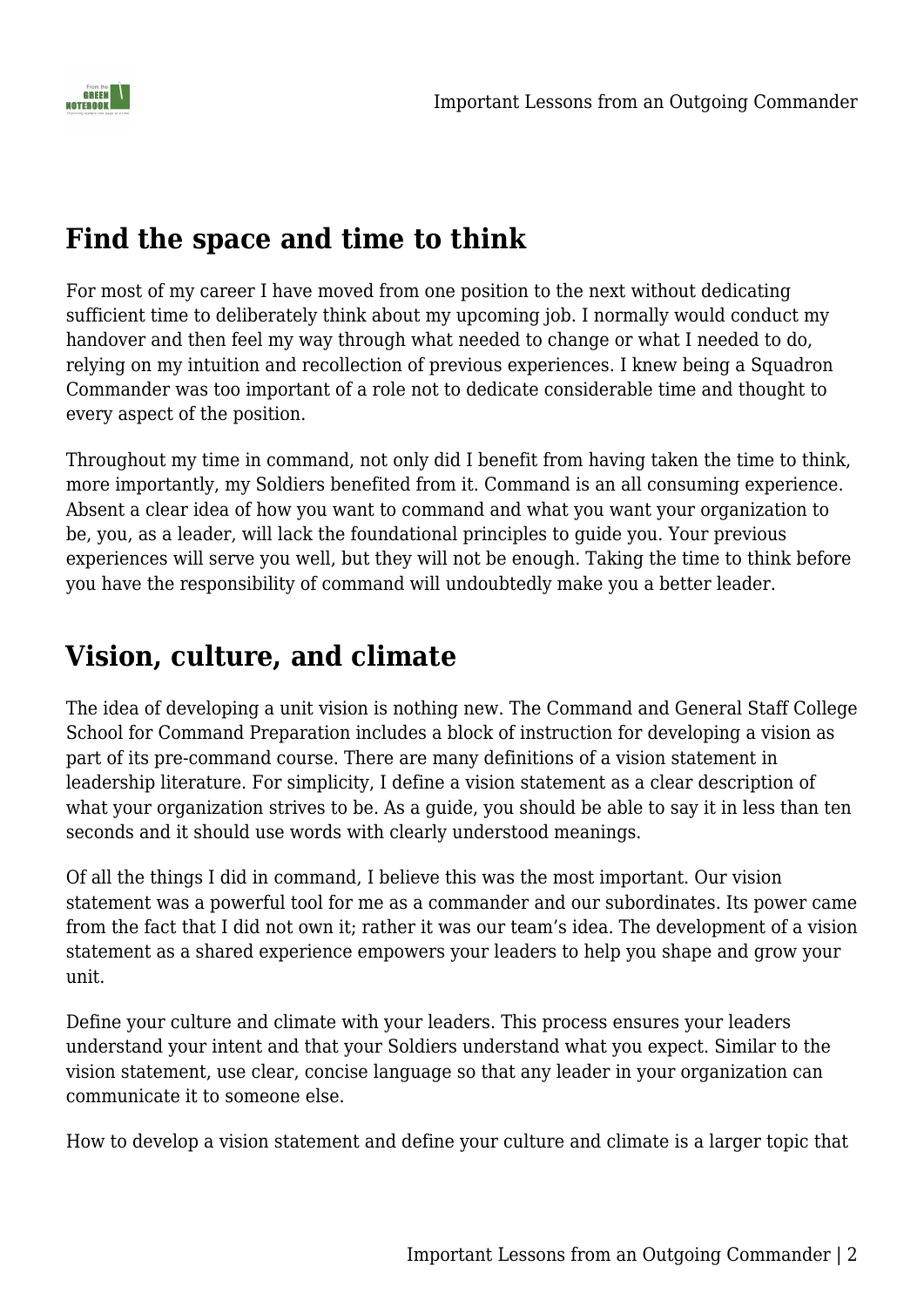## Find the space and time to think

For most of my career I have moved from one position to the next without dedicating sufficient time to deliberately think about my upcoming job. I normally would conduct my handover and then feel my way through what needed to change or what I needed to do, relying on my intuition and recollection of previous experiences. I knew being a Squadron Commander was too important of a role not to dedicate considerable time and thought to every aspect of the position.

Throughout my time in command, not only did I benefit from having taken the time to think, more importantly, my Soldiers benefited from it. Command is an all consuming experience. Absent a clear idea of how you want to command and what you want your organization to be, you, as a leader, will lack the foundational principles to guide you. Your previous experiences will serve you well, but they will not be enough. Taking the time to think before you have the responsibility of command will undoubtedly make you a better leader.

## Vision, culture, and climate

The idea of developing a unit vision is nothing new. The Command and General Staff College School for Command Preparation includes a block of instruction for developing a vision as part of its pre-command course. There are many definitions of a vision statement in leadership literature. For simplicity, I define a vision statement as a clear description of what your organization strives to be. As a guide, you should be able to say it in less than ten seconds and it should use words with clearly understood meanings.

Of all the things I did in command, I believe this was the most important. Our vision statement was a powerful tool for me as a commander and our subordinates. Its power came from the fact that I did not own it; rather it was our team's idea. The development of a vision statement as a shared experience empowers your leaders to help you shape and grow your unit.

Define your culture and climate with your leaders. This process ensures your leaders understand your intent and that your Soldiers understand what you expect. Similar to the vision statement, use clear, concise language so that any leader in your organization can communicate it to someone else.

How to develop a vision statement and define your culture and climate is a larger topic that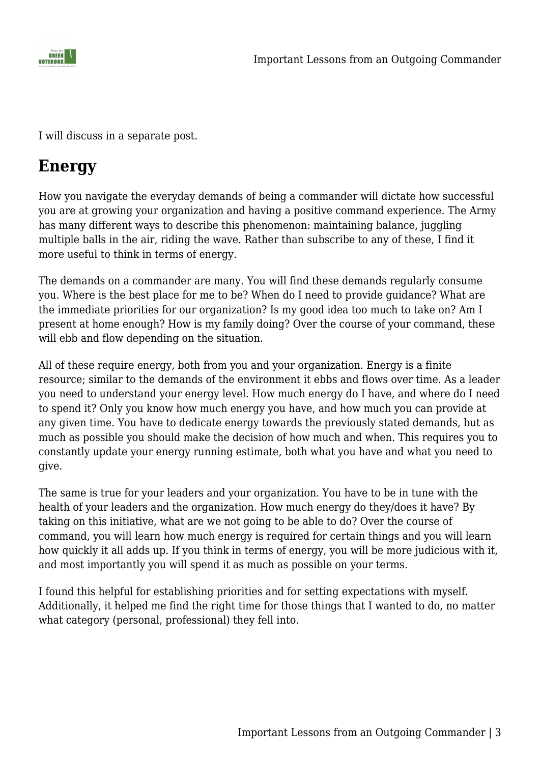I will discuss in a separate post.

## Energy

How you navigate the everyday demands of being a commander will dictate how successful you are at growing your organization and having a positive command experience. The Army has many different ways to describe this phenomenon: maintaining balance, juggling multiple balls in the air, riding the wave. Rather than subscribe to any of these, I find it more useful to think in terms of energy.

The demands on a commander are many. You will find these demands regularly consume you. Where is the best place for me to be? When do I need to provide guidance? What are the immediate priorities for our organization? Is my good idea too much to take on? Am I present at home enough? How is my family doing? Over the course of your command, these will ebb and flow depending on the situation.

All of these require energy, both from you and your organization. Energy is a finite resource; similar to the demands of the environment it ebbs and flows over time. As a leader you need to understand your energy level. How much energy do I have, and where do I need to spend it? Only you know how much energy you have, and how much you can provide at any given time. You have to dedicate energy towards the previously stated demands, but as much as possible you should make the decision of how much and when. This requires you to constantly update your energy running estimate, both what you have and what you need to give.

The same is true for your leaders and your organization. You have to be in tune with the health of your leaders and the organization. How much energy do they/does it have? By taking on this initiative, what are we not going to be able to do? Over the course of command, you will learn how much energy is required for certain things and you will learn how quickly it all adds up. If you think in terms of energy, you will be more judicious with it, and most importantly you will spend it as much as possible on your terms.

I found this helpful for establishing priorities and for setting expectations with myself. Additionally, it helped me find the right time for those things that I wanted to do, no matter what category (personal, professional) they fell into.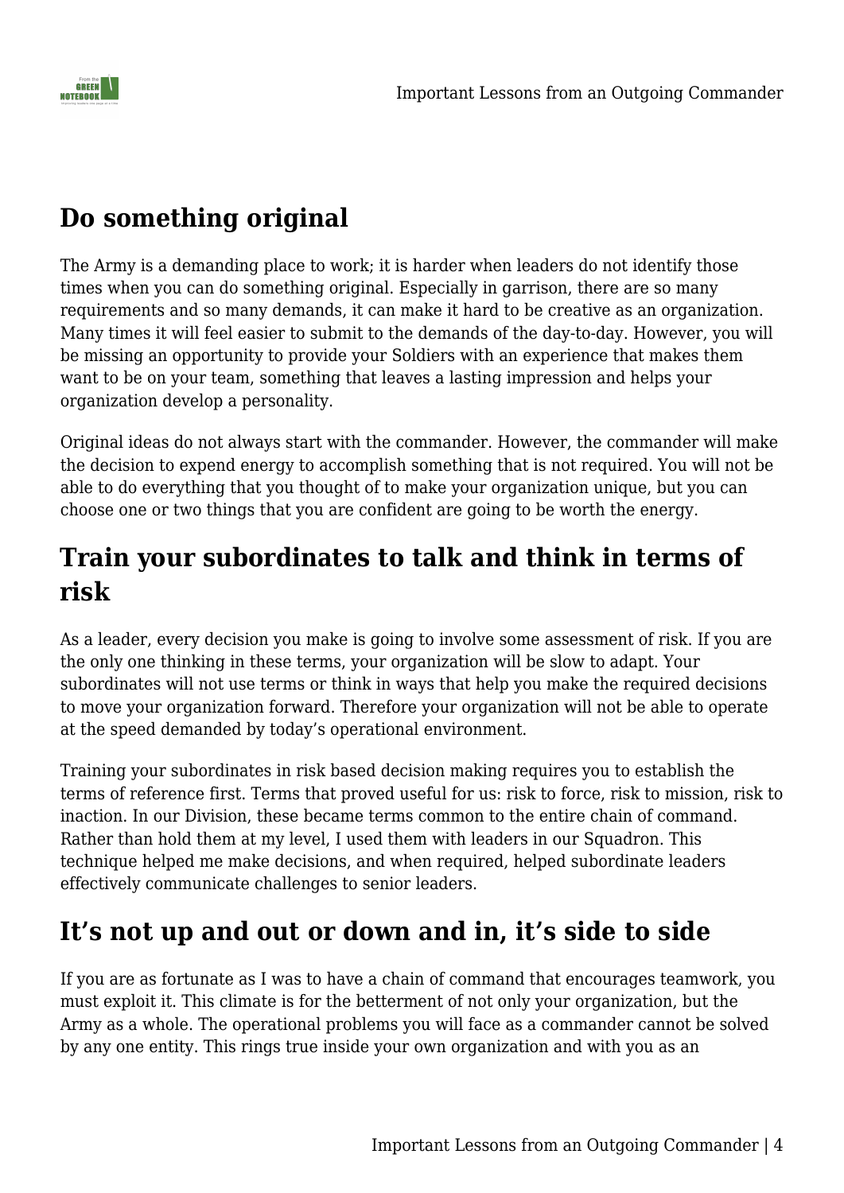## Do something original

The Army is a demanding place to work; it is harder when leaders do not identify those times when you can do something original. Especially in garrison, there are so many requirements and so many demands, it can make it hard to be creative as an organization. Many times it will feel easier to submit to the demands of the day-to-day. However, you will be missing an opportunity to provide your Soldiers with an experience that makes them want to be on your team, something that leaves a lasting impression and helps your organization develop a personality.

Original ideas do not always start with the commander. However, the commander will make the decision to expend energy to accomplish something that is not required. You will not be able to do everything that you thought of to make your organization unique, but you can choose one or two things that you are confident are going to be worth the energy.

## Train your subordinates to talk and think in terms of risk

As a leader, every decision you make is going to involve some assessment of risk. If you are the only one thinking in these terms, your organization will be slow to adapt. Your subordinates will not use terms or think in ways that help you make the required decisions to move your organization forward. Therefore your organization will not be able to operate at the speed demanded by today's operational environment.

Training your subordinates in risk based decision making requires you to establish the terms of reference first. Terms that proved useful for us: risk to force, risk to mission, risk to inaction. In our Division, these became terms common to the entire chain of command. Rather than hold them at my level, I used them with leaders in our Squadron. This technique helped me make decisions, and when required, helped subordinate leaders effectively communicate challenges to senior leaders.

## It's not up and out or down and in, it's side to side

If you are as fortunate as I was to have a chain of command that encourages teamwork, you must exploit it. This climate is for the betterment of not only your organization, but the Army as a whole. The operational problems you will face as a commander cannot be solved by any one entity. This rings true inside your own organization and with you as an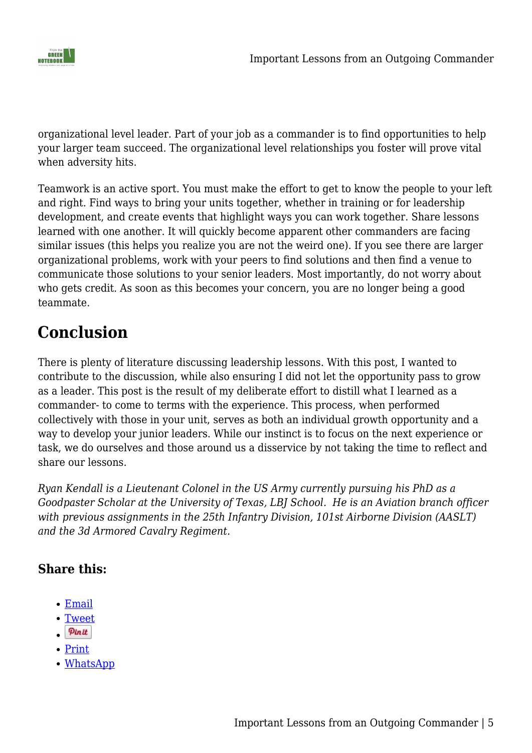organizational level leader. Part of your job as a commander is to find opportunities to help your larger team succeed. The organizational level relationships you foster will prove vital when adversity hits.

Teamwork is an active sport. You must make the effort to get to know the people to your left and right. Find ways to bring your units together, whether in training or for leadership development, and create events that highlight ways you can work together. Share lessons learned with one another. It will quickly become apparent other commanders are facing similar issues (this helps you realize you are not the weird one). If you see there are larger organizational problems, work with your peers to find solutions and then find a venue to communicate those solutions to your senior leaders. Most importantly, do not worry about who gets credit. As soon as this becomes your concern, you are no longer being a good teammate.

## Conclusion

There is plenty of literature discussing leadership lessons. With this post, I wanted to contribute to the discussion, while also ensuring I did not let the opportunity pass to grow as a leader. This post is the result of my deliberate effort to distill what I learned as a commander- to come to terms with the experience. This process, when performed collectively with those in your unit, serves as both an individual growth opportunity and a way to develop your junior leaders. While our instinct is to focus on the next experience or task, we do ourselves and those around us a disservice by not taking the time to reflect and share our lessons.

*Ryan Kendall is a Lieutenant Colonel in the US Army currently pursuing his PhD as a Goodpaster Scholar at the University of Texas, LBJ School. He is an Aviation branch officer with previous assignments in the 25th Infantry Division, 101st Airborne Division (AASLT) and the 3d Armored Cavalry Regiment.*

### Share this:

- Email
- Tweet
- Pin it
- Print
- WhatsApp